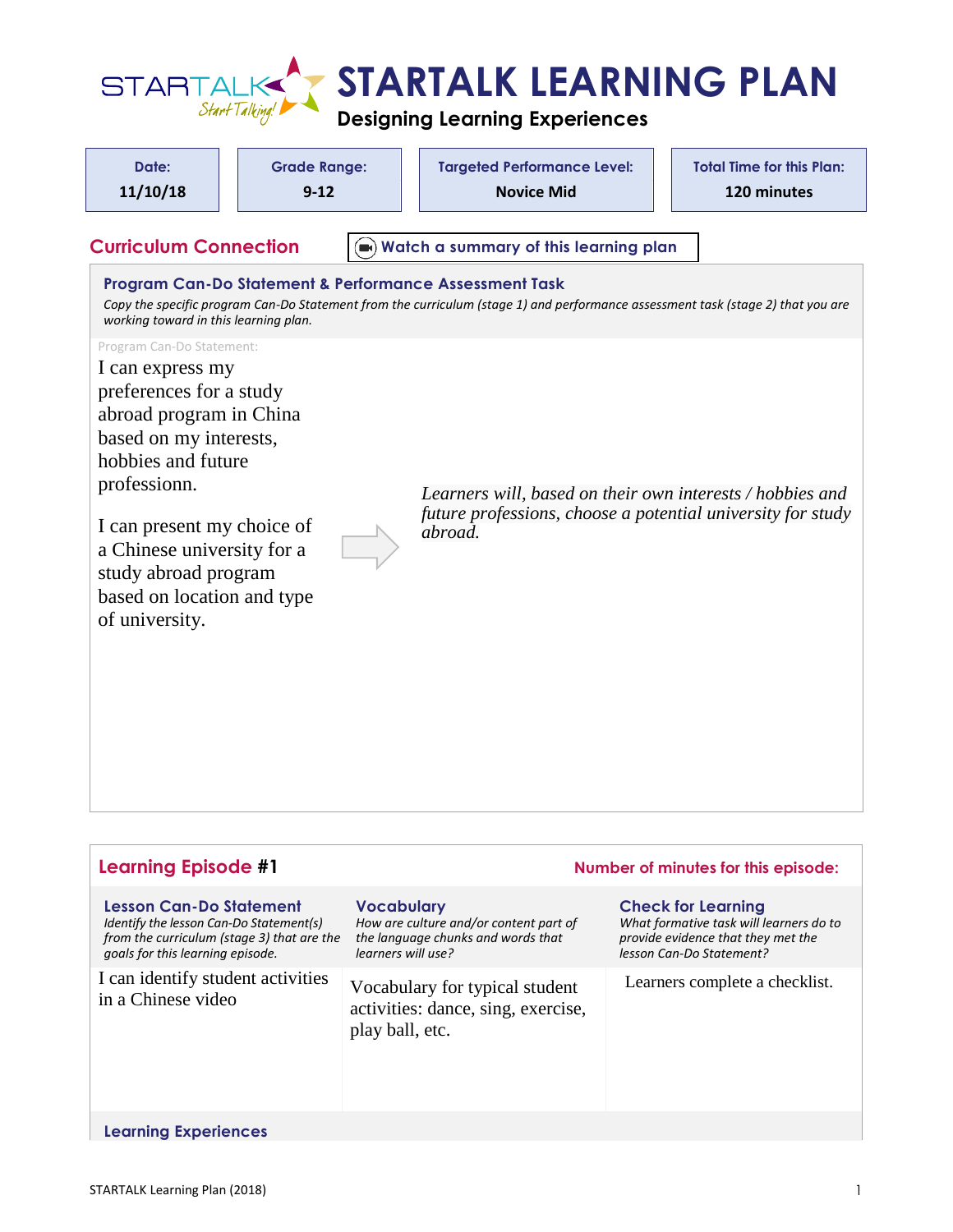# STARTALK LEARNING PLAN

## Designing Learning Experiences

| Date: | Grade Range: | Targeted Performance Level: | Total Time for this Plan: |
|---|---|---|---|
| 11/10/18 | 9-12 | Novice Mid | 120 minutes |

## Curriculum Connection

Watch a summary of this learning plan

### Program Can-Do Statement & Performance Assessment Task

*Copy the specific program Can-Do Statement from the curriculum (stage 1) and performance assessment task (stage 2) that you are working toward in this learning plan.*

Program Can-Do Statement:

I can express my preferences for a study abroad program in China based on my interests, hobbies and future professionn.

I can present my choice of a Chinese university for a study abroad program based on location and type of university.

→

*Learners will, based on their own interests / hobbies and future professions, choose a potential university for study abroad.*

## Learning Episode #1

**Number of minutes for this episode:**

| Lesson Can-Do Statement<br>*Identify the lesson Can-Do Statement(s) from the curriculum (stage 3) that are the goals for this learning episode.* | Vocabulary<br>*How are culture and/or content part of the language chunks and words that learners will use?* | Check for Learning<br>*What formative task will learners do to provide evidence that they met the lesson Can-Do Statement?* |
|---|---|---|
| I can identify student activities in a Chinese video | Vocabulary for typical student activities: dance, sing, exercise, play ball, etc. | Learners complete a checklist. |

### Learning Experiences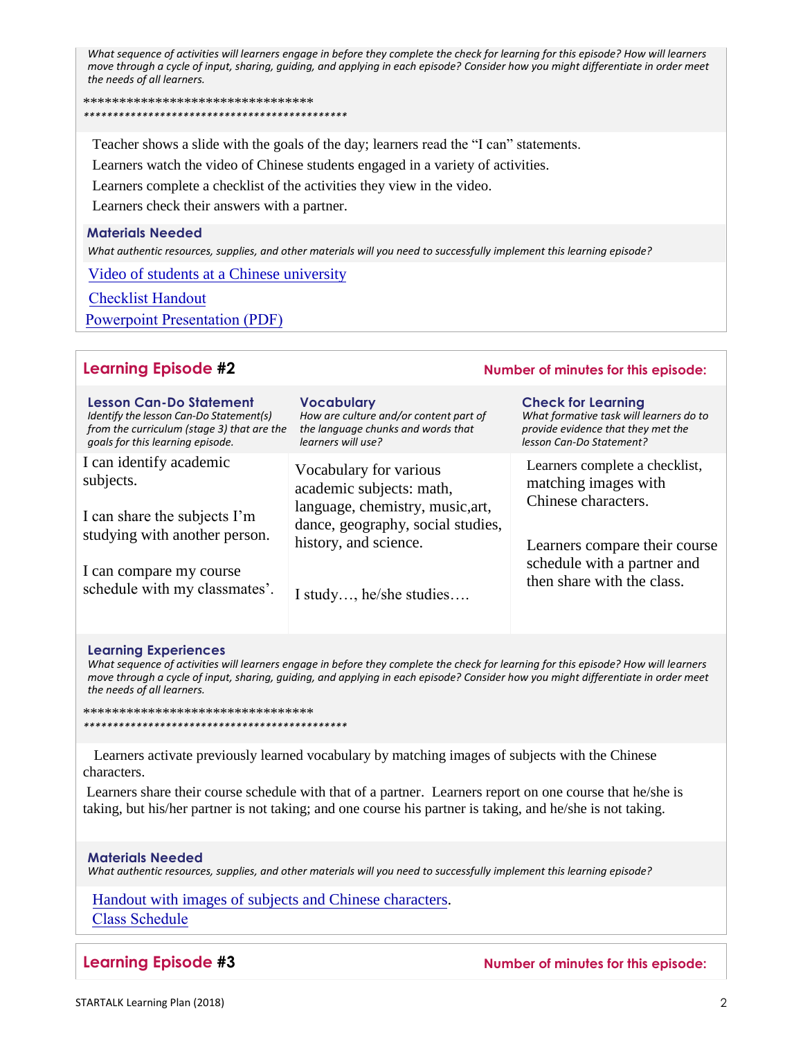*What sequence of activities will learners engage in before they complete the check for learning for this episode? How will learners move through a cycle of input, sharing, guiding, and applying in each episode? Consider how you might differentiate in order meet the needs of all learners.*

********************************
*********************************************

Teacher shows a slide with the goals of the day; learners read the "I can" statements.

Learners watch the video of Chinese students engaged in a variety of activities.

Learners complete a checklist of the activities they view in the video.

Learners check their answers with a partner.

**Materials Needed**

*What authentic resources, supplies, and other materials will you need to successfully implement this learning episode?*

[Video of students at a Chinese university]

[Checklist Handout]

[Powerpoint Presentation (PDF)]

## Learning Episode #2

**Number of minutes for this episode:**

| **Lesson Can-Do Statement** *Identify the lesson Can-Do Statement(s) from the curriculum (stage 3) that are the goals for this learning episode.* | **Vocabulary** *How are culture and/or content part of the language chunks and words that learners will use?* | **Check for Learning** *What formative task will learners do to provide evidence that they met the lesson Can-Do Statement?* |
|---|---|---|
| I can identify academic subjects.<br><br>I can share the subjects I'm studying with another person.<br><br>I can compare my course schedule with my classmates'. | Vocabulary for various academic subjects: math, language, chemistry, music,art, dance, geography, social studies, history, and science.<br><br>I study…, he/she studies…. | Learners complete a checklist, matching images with Chinese characters.<br><br>Learners compare their course schedule with a partner and then share with the class. |

**Learning Experiences**

*What sequence of activities will learners engage in before they complete the check for learning for this episode? How will learners move through a cycle of input, sharing, guiding, and applying in each episode? Consider how you might differentiate in order meet the needs of all learners.*

********************************
*********************************************

Learners activate previously learned vocabulary by matching images of subjects with the Chinese characters.

Learners share their course schedule with that of a partner. Learners report on one course that he/she is taking, but his/her partner is not taking; and one course his partner is taking, and he/she is not taking.

**Materials Needed**

*What authentic resources, supplies, and other materials will you need to successfully implement this learning episode?*

[Handout with images of subjects and Chinese characters].
[Class Schedule]

## Learning Episode #3

**Number of minutes for this episode:**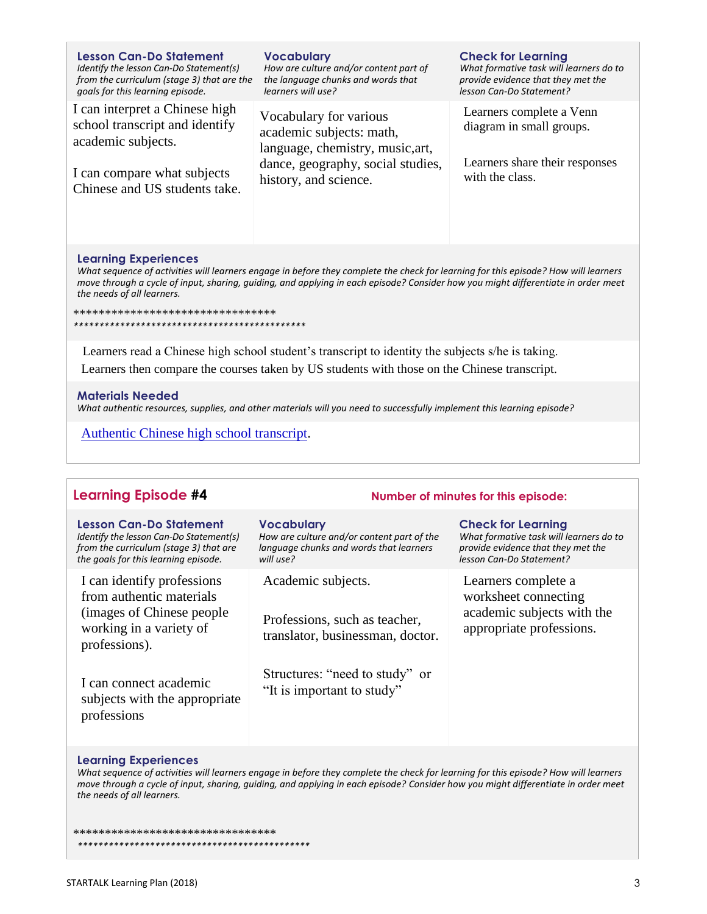| **Lesson Can-Do Statement**<br>*Identify the lesson Can-Do Statement(s) from the curriculum (stage 3) that are the goals for this learning episode.* | **Vocabulary**<br>*How are culture and/or content part of the language chunks and words that learners will use?* | **Check for Learning**<br>*What formative task will learners do to provide evidence that they met the lesson Can-Do Statement?* |
|---|---|---|
| I can interpret a Chinese high school transcript and identify academic subjects.<br><br>I can compare what subjects Chinese and US students take. | Vocabulary for various academic subjects: math, language, chemistry, music,art, dance, geography, social studies, history, and science. | Learners complete a Venn diagram in small groups.<br><br>Learners share their responses with the class. |

**Learning Experiences**

*What sequence of activities will learners engage in before they complete the check for learning for this episode? How will learners move through a cycle of input, sharing, guiding, and applying in each episode? Consider how you might differentiate in order meet the needs of all learners.*

********************************
*********************************************

Learners read a Chinese high school student's transcript to identity the subjects s/he is taking.

Learners then compare the courses taken by US students with those on the Chinese transcript.

**Materials Needed**

*What authentic resources, supplies, and other materials will you need to successfully implement this learning episode?*

Authentic Chinese high school transcript.

## Learning Episode #4

**Number of minutes for this episode:**

| **Lesson Can-Do Statement**<br>*Identify the lesson Can-Do Statement(s) from the curriculum (stage 3) that are the goals for this learning episode.* | **Vocabulary**<br>*How are culture and/or content part of the language chunks and words that learners will use?* | **Check for Learning**<br>*What formative task will learners do to provide evidence that they met the lesson Can-Do Statement?* |
|---|---|---|
| I can identify professions from authentic materials (images of Chinese people working in a variety of professions).<br><br>I can connect academic subjects with the appropriate professions | Academic subjects.<br><br>Professions, such as teacher, translator, businessman, doctor.<br><br>Structures: "need to study" or "It is important to study" | Learners complete a worksheet connecting academic subjects with the appropriate professions. |

**Learning Experiences**

*What sequence of activities will learners engage in before they complete the check for learning for this episode? How will learners move through a cycle of input, sharing, guiding, and applying in each episode? Consider how you might differentiate in order meet the needs of all learners.*

********************************
*********************************************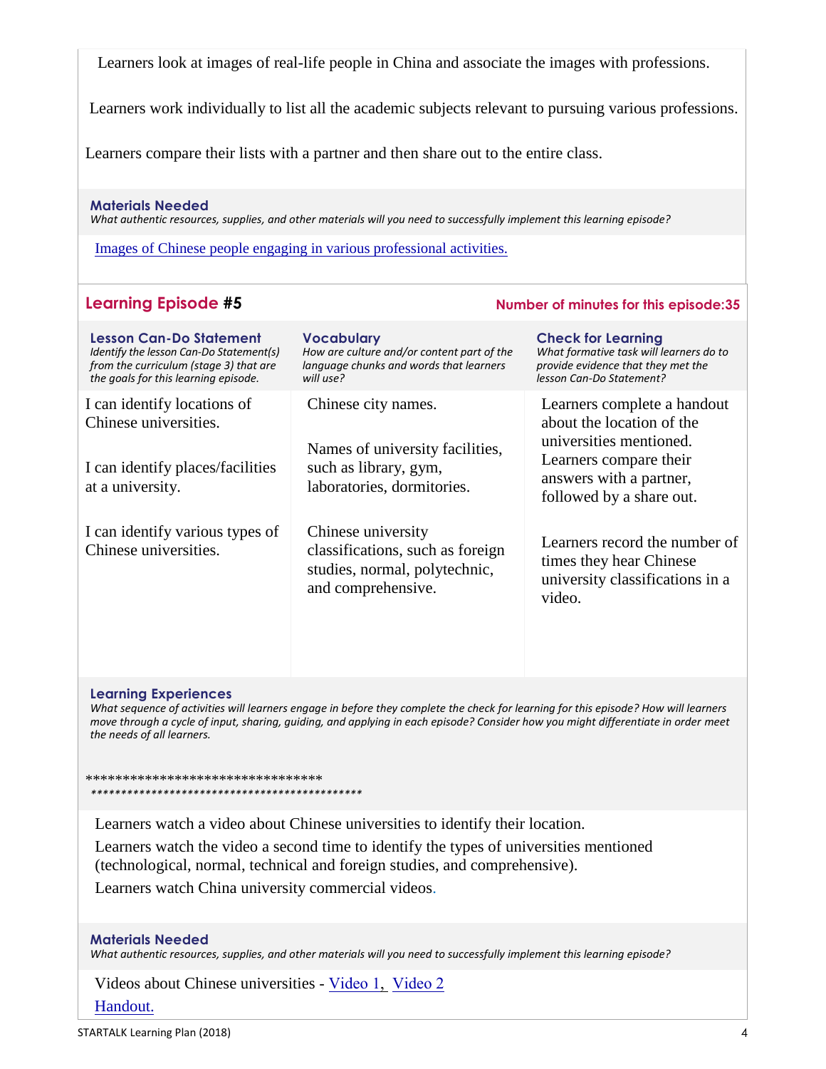Learners look at images of real-life people in China and associate the images with professions.

Learners work individually to list all the academic subjects relevant to pursuing various professions.

Learners compare their lists with a partner and then share out to the entire class.

**Materials Needed**
*What authentic resources, supplies, and other materials will you need to successfully implement this learning episode?*

Images of Chinese people engaging in various professional activities.

## Learning Episode #5

**Number of minutes for this episode:35**

| **Lesson Can-Do Statement** *Identify the lesson Can-Do Statement(s) from the curriculum (stage 3) that are the goals for this learning episode.* | **Vocabulary** *How are culture and/or content part of the language chunks and words that learners will use?* | **Check for Learning** *What formative task will learners do to provide evidence that they met the lesson Can-Do Statement?* |
|---|---|---|
| I can identify locations of Chinese universities.<br><br>I can identify places/facilities at a university.<br><br>I can identify various types of Chinese universities. | Chinese city names.<br><br>Names of university facilities, such as library, gym, laboratories, dormitories.<br><br>Chinese university classifications, such as foreign studies, normal, polytechnic, and comprehensive. | Learners complete a handout about the location of the universities mentioned. Learners compare their answers with a partner, followed by a share out.<br><br>Learners record the number of times they hear Chinese university classifications in a video. |

**Learning Experiences**
*What sequence of activities will learners engage in before they complete the check for learning for this episode? How will learners move through a cycle of input, sharing, guiding, and applying in each episode? Consider how you might differentiate in order meet the needs of all learners.*

*******************************
*********************************************

Learners watch a video about Chinese universities to identify their location.

Learners watch the video a second time to identify the types of universities mentioned (technological, normal, technical and foreign studies, and comprehensive).

Learners watch China university commercial videos.

**Materials Needed**
*What authentic resources, supplies, and other materials will you need to successfully implement this learning episode?*

Videos about Chinese universities - Video 1, Video 2

Handout.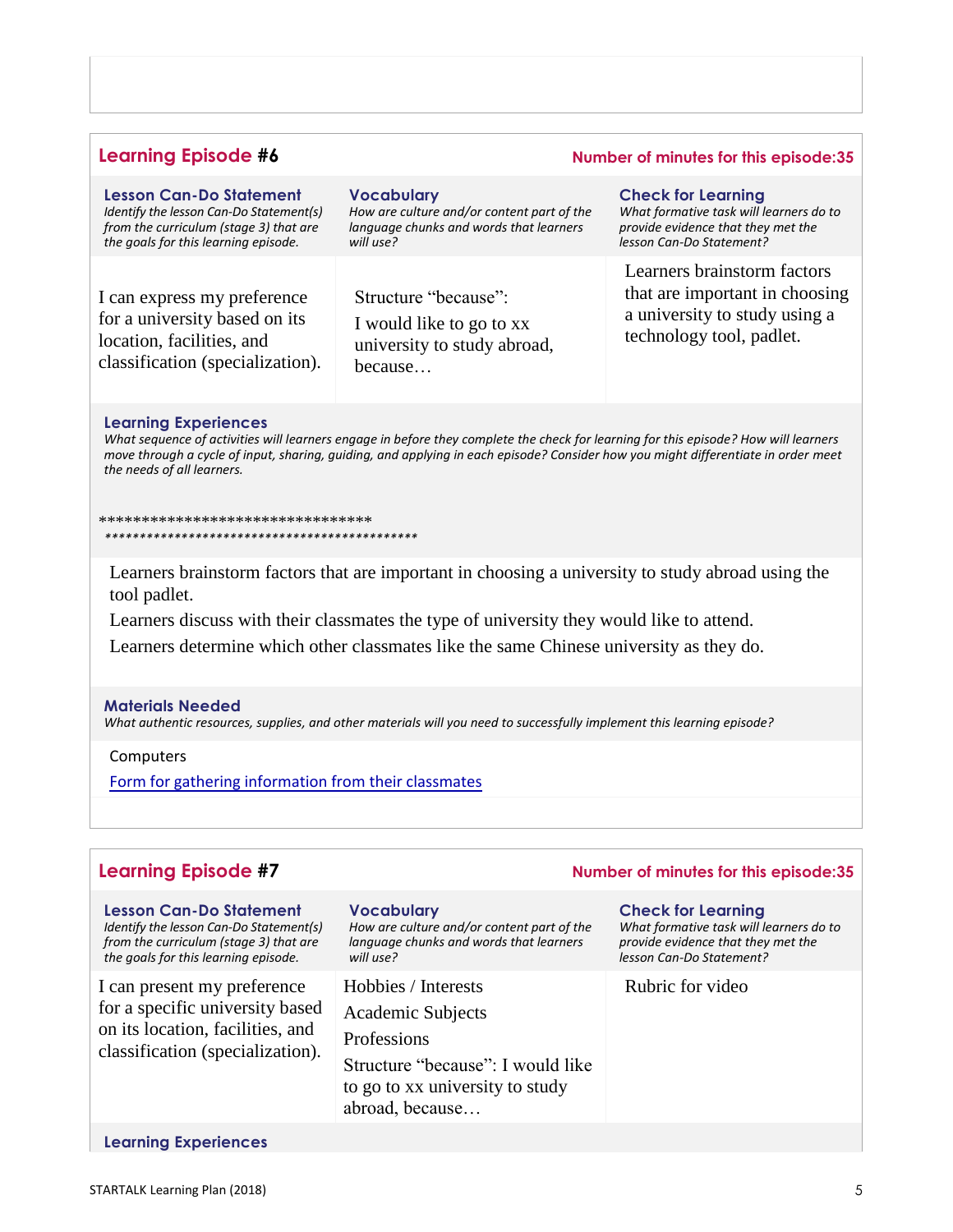## Learning Episode #6

**Number of minutes for this episode:35**

| Lesson Can-Do Statement<br>*Identify the lesson Can-Do Statement(s) from the curriculum (stage 3) that are the goals for this learning episode.* | Vocabulary<br>*How are culture and/or content part of the language chunks and words that learners will use?* | Check for Learning<br>*What formative task will learners do to provide evidence that they met the lesson Can-Do Statement?* |
|---|---|---|
| I can express my preference for a university based on its location, facilities, and classification (specialization). | Structure "because":<br>I would like to go to xx university to study abroad, because… | Learners brainstorm factors that are important in choosing a university to study using a technology tool, padlet. |

**Learning Experiences**

*What sequence of activities will learners engage in before they complete the check for learning for this episode? How will learners move through a cycle of input, sharing, guiding, and applying in each episode? Consider how you might differentiate in order meet the needs of all learners.*

*******************************
*********************************************

Learners brainstorm factors that are important in choosing a university to study abroad using the tool padlet.

Learners discuss with their classmates the type of university they would like to attend.

Learners determine which other classmates like the same Chinese university as they do.

**Materials Needed**

*What authentic resources, supplies, and other materials will you need to successfully implement this learning episode?*

Computers

Form for gathering information from their classmates

## Learning Episode #7

**Number of minutes for this episode:35**

| Lesson Can-Do Statement<br>*Identify the lesson Can-Do Statement(s) from the curriculum (stage 3) that are the goals for this learning episode.* | Vocabulary<br>*How are culture and/or content part of the language chunks and words that learners will use?* | Check for Learning<br>*What formative task will learners do to provide evidence that they met the lesson Can-Do Statement?* |
|---|---|---|
| I can present my preference for a specific university based on its location, facilities, and classification (specialization). | Hobbies / Interests<br>Academic Subjects<br>Professions<br>Structure "because": I would like to go to xx university to study abroad, because… | Rubric for video |

**Learning Experiences**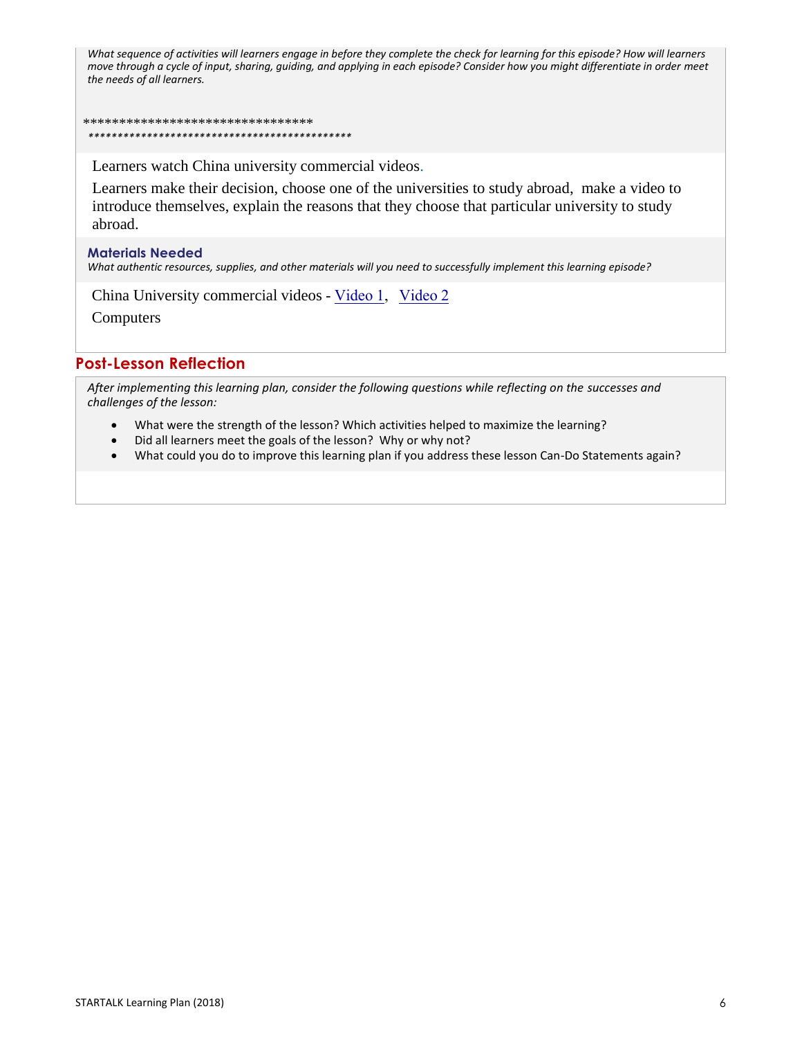*What sequence of activities will learners engage in before they complete the check for learning for this episode? How will learners move through a cycle of input, sharing, guiding, and applying in each episode? Consider how you might differentiate in order meet the needs of all learners.*

*******************************
*********************************************

Learners watch China university commercial videos.

Learners make their decision, choose one of the universities to study abroad, make a video to introduce themselves, explain the reasons that they choose that particular university to study abroad.

### Materials Needed

*What authentic resources, supplies, and other materials will you need to successfully implement this learning episode?*

China University commercial videos - Video 1, Video 2

Computers

## Post-Lesson Reflection

*After implementing this learning plan, consider the following questions while reflecting on the successes and challenges of the lesson:*

- What were the strength of the lesson? Which activities helped to maximize the learning?
- Did all learners meet the goals of the lesson? Why or why not?
- What could you do to improve this learning plan if you address these lesson Can-Do Statements again?